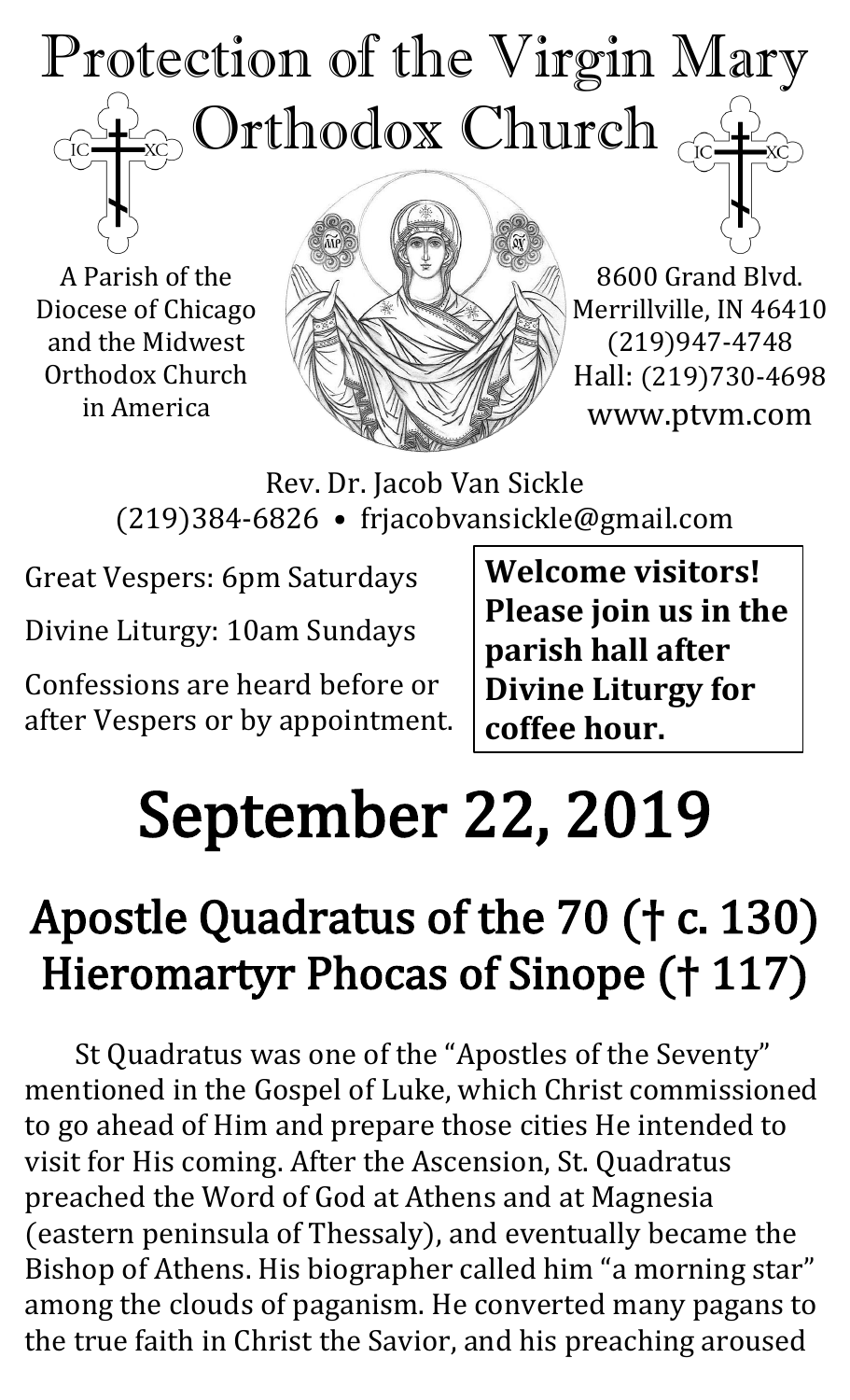# Protection of the Virgin Mary Orthodox Church

A Parish of the Diocese of Chicago and the Midwest Orthodox Church in America

8600 Grand Blvd.
Merrillville, IN 46410
(219)947-4748
Hall: (219)730-4698
www.ptvm.com

Rev. Dr. Jacob Van Sickle
(219)384-6826 • frjacobvansickle@gmail.com

Great Vespers: 6pm Saturdays

Divine Liturgy: 10am Sundays

Confessions are heard before or after Vespers or by appointment.

**Welcome visitors! Please join us in the parish hall after Divine Liturgy for coffee hour.**

# September 22, 2019

## Apostle Quadratus of the 70 († c. 130)
## Hieromartyr Phocas of Sinope († 117)

St Quadratus was one of the "Apostles of the Seventy" mentioned in the Gospel of Luke, which Christ commissioned to go ahead of Him and prepare those cities He intended to visit for His coming. After the Ascension, St. Quadratus preached the Word of God at Athens and at Magnesia (eastern peninsula of Thessaly), and eventually became the Bishop of Athens. His biographer called him "a morning star" among the clouds of paganism. He converted many pagans to the true faith in Christ the Savior, and his preaching aroused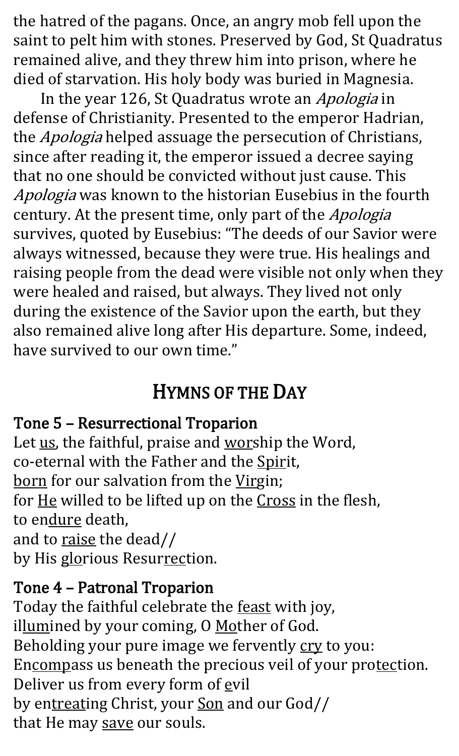the hatred of the pagans. Once, an angry mob fell upon the saint to pelt him with stones. Preserved by God, St Quadratus remained alive, and they threw him into prison, where he died of starvation. His holy body was buried in Magnesia.

In the year 126, St Quadratus wrote an *Apologia* in defense of Christianity. Presented to the emperor Hadrian, the *Apologia* helped assuage the persecution of Christians, since after reading it, the emperor issued a decree saying that no one should be convicted without just cause. This *Apologia* was known to the historian Eusebius in the fourth century. At the present time, only part of the *Apologia* survives, quoted by Eusebius: "The deeds of our Savior were always witnessed, because they were true. His healings and raising people from the dead were visible not only when they were healed and raised, but always. They lived not only during the existence of the Savior upon the earth, but they also remained alive long after His departure. Some, indeed, have survived to our own time."

## HYMNS OF THE DAY

### Tone 5 – Resurrectional Troparion

Let us, the faithful, praise and worship the Word,
co-eternal with the Father and the Spirit,
born for our salvation from the Virgin;
for He willed to be lifted up on the Cross in the flesh,
to endure death,
and to raise the dead//
by His glorious Resurrection.

### Tone 4 – Patronal Troparion

Today the faithful celebrate the feast with joy,
illumined by your coming, O Mother of God.
Beholding your pure image we fervently cry to you:
Encompass us beneath the precious veil of your protection.
Deliver us from every form of evil
by entreating Christ, your Son and our God//
that He may save our souls.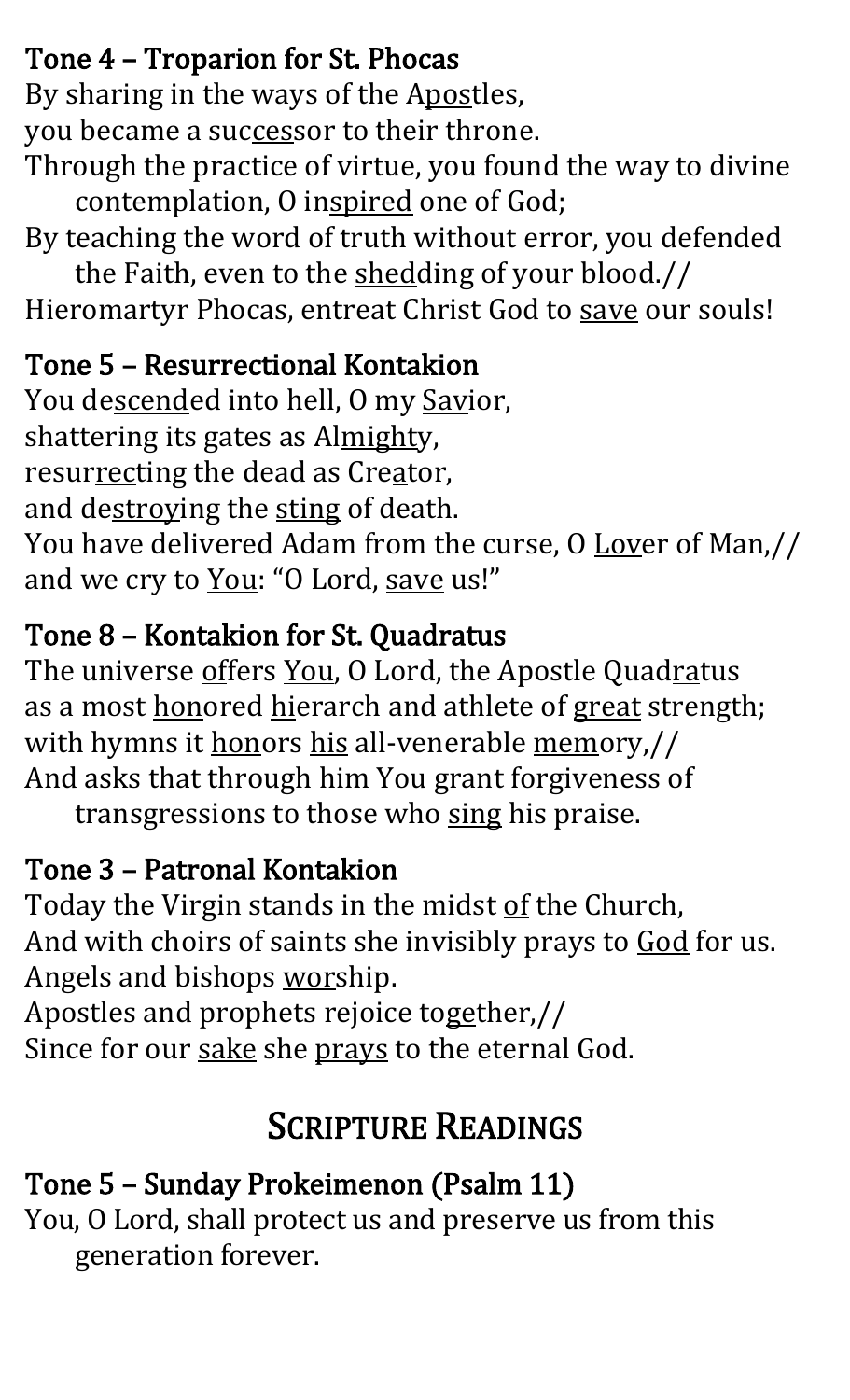### Tone 4 – Troparion for St. Phocas

By sharing in the ways of the Apostles,
you became a successor to their throne.
Through the practice of virtue, you found the way to divine contemplation, O inspired one of God;
By teaching the word of truth without error, you defended the Faith, even to the shedding of your blood.//
Hieromartyr Phocas, entreat Christ God to save our souls!

### Tone 5 – Resurrectional Kontakion

You descended into hell, O my Savior,
shattering its gates as Almighty,
resurrecting the dead as Creator,
and destroying the sting of death.
You have delivered Adam from the curse, O Lover of Man,//
and we cry to You: "O Lord, save us!"

### Tone 8 – Kontakion for St. Quadratus

The universe offers You, O Lord, the Apostle Quadratus
as a most honored hierarch and athlete of great strength;
with hymns it honors his all-venerable memory,//
And asks that through him You grant forgiveness of transgressions to those who sing his praise.

### Tone 3 – Patronal Kontakion

Today the Virgin stands in the midst of the Church,
And with choirs of saints she invisibly prays to God for us.
Angels and bishops worship.
Apostles and prophets rejoice together,//
Since for our sake she prays to the eternal God.

## Scripture Readings

### Tone 5 – Sunday Prokeimenon (Psalm 11)

You, O Lord, shall protect us and preserve us from this generation forever.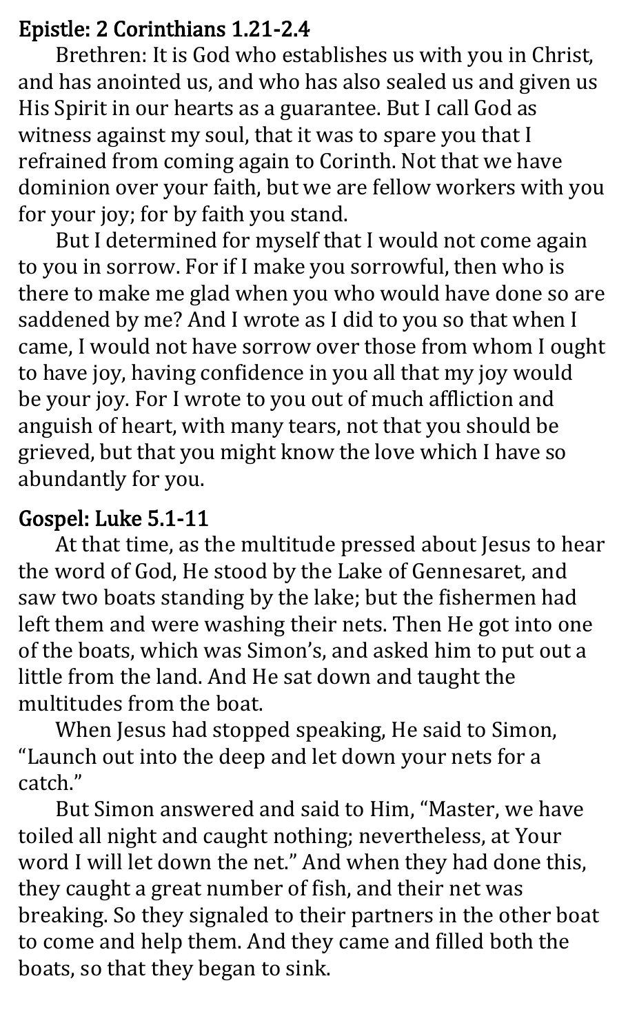## Epistle: 2 Corinthians 1.21-2.4

Brethren: It is God who establishes us with you in Christ, and has anointed us, and who has also sealed us and given us His Spirit in our hearts as a guarantee. But I call God as witness against my soul, that it was to spare you that I refrained from coming again to Corinth. Not that we have dominion over your faith, but we are fellow workers with you for your joy; for by faith you stand.

But I determined for myself that I would not come again to you in sorrow. For if I make you sorrowful, then who is there to make me glad when you who would have done so are saddened by me? And I wrote as I did to you so that when I came, I would not have sorrow over those from whom I ought to have joy, having confidence in you all that my joy would be your joy. For I wrote to you out of much affliction and anguish of heart, with many tears, not that you should be grieved, but that you might know the love which I have so abundantly for you.

## Gospel: Luke 5.1-11

At that time, as the multitude pressed about Jesus to hear the word of God, He stood by the Lake of Gennesaret, and saw two boats standing by the lake; but the fishermen had left them and were washing their nets. Then He got into one of the boats, which was Simon's, and asked him to put out a little from the land. And He sat down and taught the multitudes from the boat.

When Jesus had stopped speaking, He said to Simon, "Launch out into the deep and let down your nets for a catch."

But Simon answered and said to Him, "Master, we have toiled all night and caught nothing; nevertheless, at Your word I will let down the net." And when they had done this, they caught a great number of fish, and their net was breaking. So they signaled to their partners in the other boat to come and help them. And they came and filled both the boats, so that they began to sink.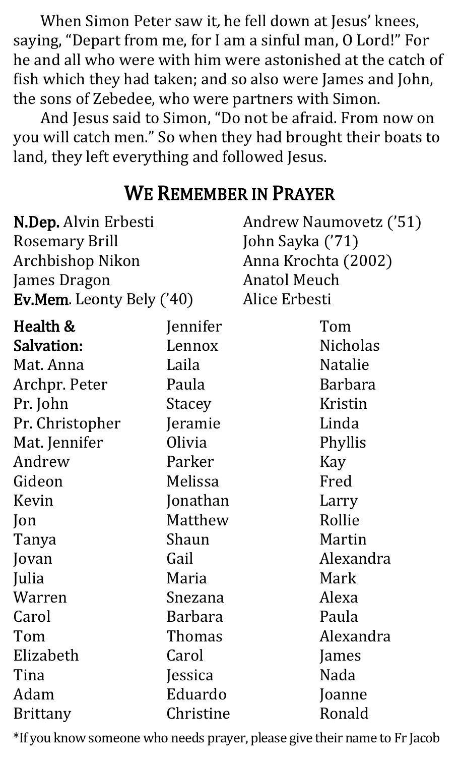When Simon Peter saw it, he fell down at Jesus' knees, saying, "Depart from me, for I am a sinful man, O Lord!" For he and all who were with him were astonished at the catch of fish which they had taken; and so also were James and John, the sons of Zebedee, who were partners with Simon.

And Jesus said to Simon, "Do not be afraid. From now on you will catch men." So when they had brought their boats to land, they left everything and followed Jesus.

## We Remember in Prayer

**N.Dep.** Alvin Erbesti
Rosemary Brill
Archbishop Nikon
James Dragon
**Ev.Mem.** Leonty Bely ('40)
Andrew Naumovetz ('51)
John Sayka ('71)
Anna Krochta (2002)
Anatol Meuch
Alice Erbesti

**Health & Salvation:**
Mat. Anna
Archpr. Peter
Pr. John
Pr. Christopher
Mat. Jennifer
Andrew
Gideon
Kevin
Jon
Tanya
Jovan
Julia
Warren
Carol
Tom
Elizabeth
Tina
Adam
Brittany
Jennifer
Lennox
Laila
Paula
Stacey
Jeramie
Olivia
Parker
Melissa
Jonathan
Matthew
Shaun
Gail
Maria
Snezana
Barbara
Thomas
Carol
Jessica
Eduardo
Christine
Tom
Nicholas
Natalie
Barbara
Kristin
Linda
Phyllis
Kay
Fred
Larry
Rollie
Martin
Alexandra
Mark
Alexa
Paula
Alexandra
James
Nada
Joanne
Ronald

*If you know someone who needs prayer, please give their name to Fr Jacob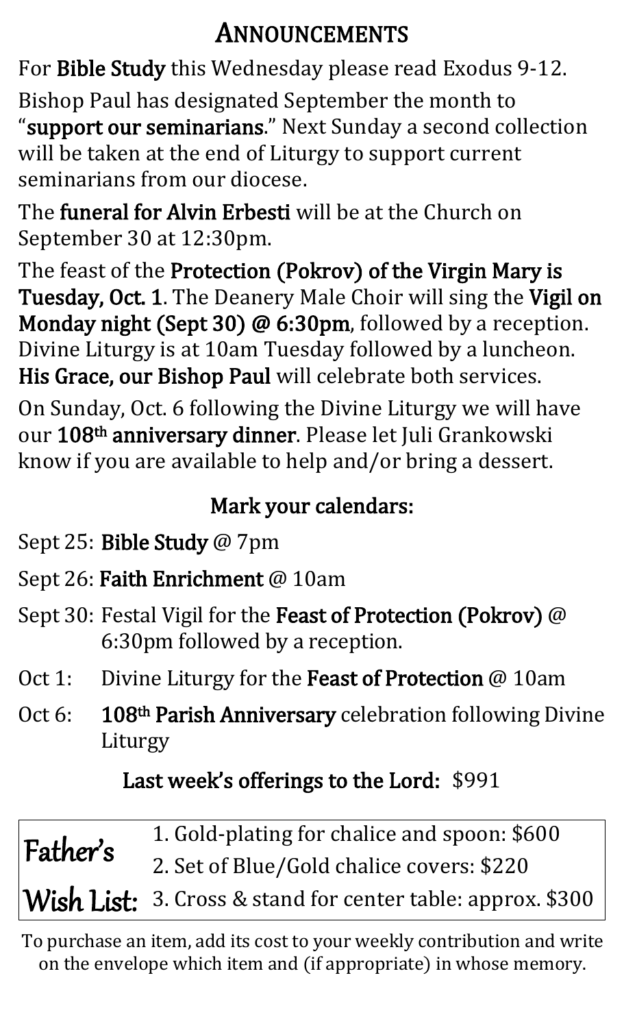# ANNOUNCEMENTS

For **Bible Study** this Wednesday please read Exodus 9-12.

Bishop Paul has designated September the month to "**support our seminarians**." Next Sunday a second collection will be taken at the end of Liturgy to support current seminarians from our diocese.

The **funeral for Alvin Erbesti** will be at the Church on September 30 at 12:30pm.

The feast of the **Protection (Pokrov) of the Virgin Mary is Tuesday, Oct. 1**. The Deanery Male Choir will sing the **Vigil on Monday night (Sept 30) @ 6:30pm**, followed by a reception. Divine Liturgy is at 10am Tuesday followed by a luncheon. **His Grace, our Bishop Paul** will celebrate both services.

On Sunday, Oct. 6 following the Divine Liturgy we will have our **108th anniversary dinner**. Please let Juli Grankowski know if you are available to help and/or bring a dessert.

## Mark your calendars:

- Sept 25: **Bible Study** @ 7pm
- Sept 26: **Faith Enrichment** @ 10am
- Sept 30: Festal Vigil for the **Feast of Protection (Pokrov)** @ 6:30pm followed by a reception.
- Oct 1: Divine Liturgy for the **Feast of Protection** @ 10am
- Oct 6: **108th Parish Anniversary** celebration following Divine Liturgy

**Last week's offerings to the Lord:** $991

## Father's Wish List:

1. Gold-plating for chalice and spoon: $600
2. Set of Blue/Gold chalice covers: $220
3. Cross & stand for center table: approx. $300

To purchase an item, add its cost to your weekly contribution and write on the envelope which item and (if appropriate) in whose memory.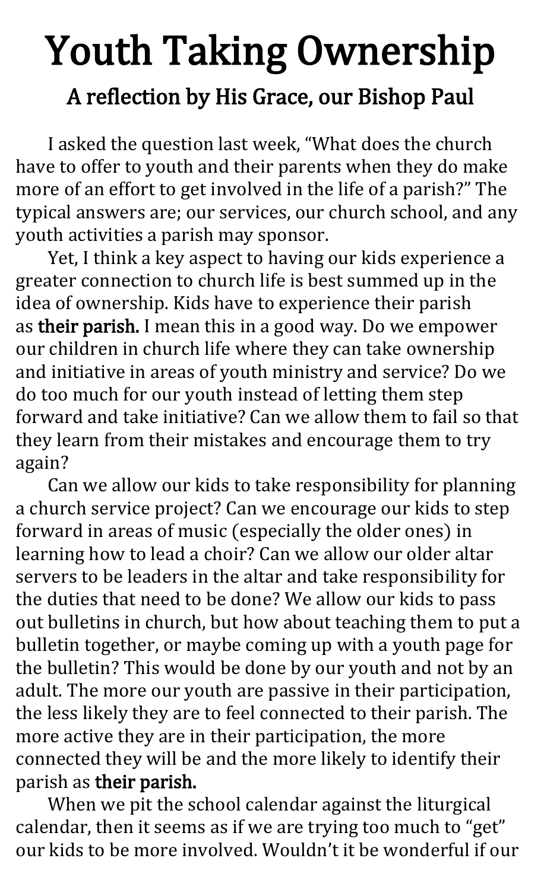# Youth Taking Ownership

## A reflection by His Grace, our Bishop Paul

I asked the question last week, "What does the church have to offer to youth and their parents when they do make more of an effort to get involved in the life of a parish?" The typical answers are; our services, our church school, and any youth activities a parish may sponsor.

Yet, I think a key aspect to having our kids experience a greater connection to church life is best summed up in the idea of ownership. Kids have to experience their parish as **their parish.** I mean this in a good way. Do we empower our children in church life where they can take ownership and initiative in areas of youth ministry and service? Do we do too much for our youth instead of letting them step forward and take initiative? Can we allow them to fail so that they learn from their mistakes and encourage them to try again?

Can we allow our kids to take responsibility for planning a church service project? Can we encourage our kids to step forward in areas of music (especially the older ones) in learning how to lead a choir? Can we allow our older altar servers to be leaders in the altar and take responsibility for the duties that need to be done? We allow our kids to pass out bulletins in church, but how about teaching them to put a bulletin together, or maybe coming up with a youth page for the bulletin? This would be done by our youth and not by an adult. The more our youth are passive in their participation, the less likely they are to feel connected to their parish. The more active they are in their participation, the more connected they will be and the more likely to identify their parish as **their parish.**

When we pit the school calendar against the liturgical calendar, then it seems as if we are trying too much to "get" our kids to be more involved. Wouldn't it be wonderful if our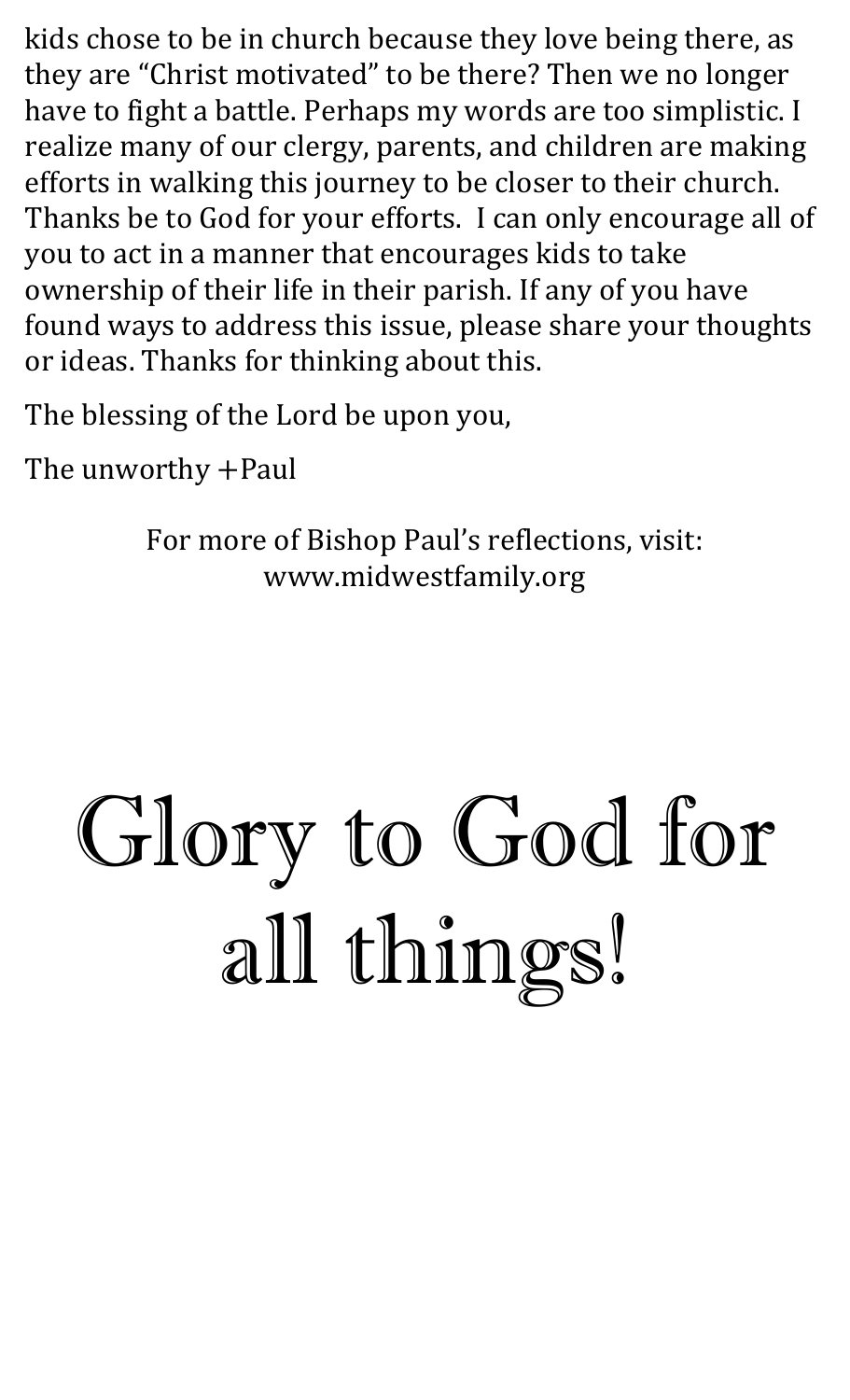kids chose to be in church because they love being there, as they are "Christ motivated" to be there? Then we no longer have to fight a battle. Perhaps my words are too simplistic. I realize many of our clergy, parents, and children are making efforts in walking this journey to be closer to their church. Thanks be to God for your efforts. I can only encourage all of you to act in a manner that encourages kids to take ownership of their life in their parish. If any of you have found ways to address this issue, please share your thoughts or ideas. Thanks for thinking about this.

The blessing of the Lord be upon you,

The unworthy +Paul

For more of Bishop Paul's reflections, visit:
www.midwestfamily.org

# Glory to God for all things!